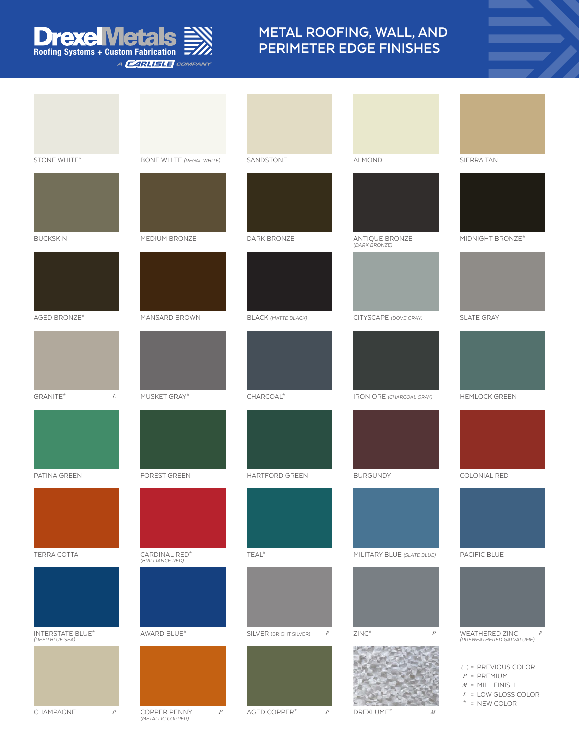DrexelMetals
Roofing Systems + Custom Fabrication
A CARLISLE COMPANY

# METAL ROOFING, WALL, AND PERIMETER EDGE FINISHES

| | | | | |
|---|---|---|---|---|
| STONE WHITE* | BONE WHITE *(REGAL WHITE)* | SANDSTONE | ALMOND | SIERRA TAN |
| BUCKSKIN | MEDIUM BRONZE | DARK BRONZE | ANTIQUE BRONZE *(DARK BRONZE)* | MIDNIGHT BRONZE* |
| AGED BRONZE* | MANSARD BROWN | BLACK *(MATTE BLACK)* | CITYSCAPE *(DOVE GRAY)* | SLATE GRAY |
| GRANITE* L | MUSKET GRAY* | CHARCOAL* | IRON ORE *(CHARCOAL GRAY)* | HEMLOCK GREEN |
| PATINA GREEN | FOREST GREEN | HARTFORD GREEN | BURGUNDY | COLONIAL RED |
| TERRA COTTA | CARDINAL RED* *(BRILLIANCE RED)* | TEAL* | MILITARY BLUE *(SLATE BLUE)* | PACIFIC BLUE |
| INTERSTATE BLUE* *(DEEP BLUE SEA)* | AWARD BLUE* | SILVER *(BRIGHT SILVER)* P | ZINC* P | WEATHERED ZINC P *(PREWEATHERED GALVALUME)* |
| CHAMPAGNE P | COPPER PENNY P *(METALLIC COPPER)* | AGED COPPER* P | DREXLUME™ M | |

( ) = PREVIOUS COLOR
P = PREMIUM
M = MILL FINISH
L = LOW GLOSS COLOR
* = NEW COLOR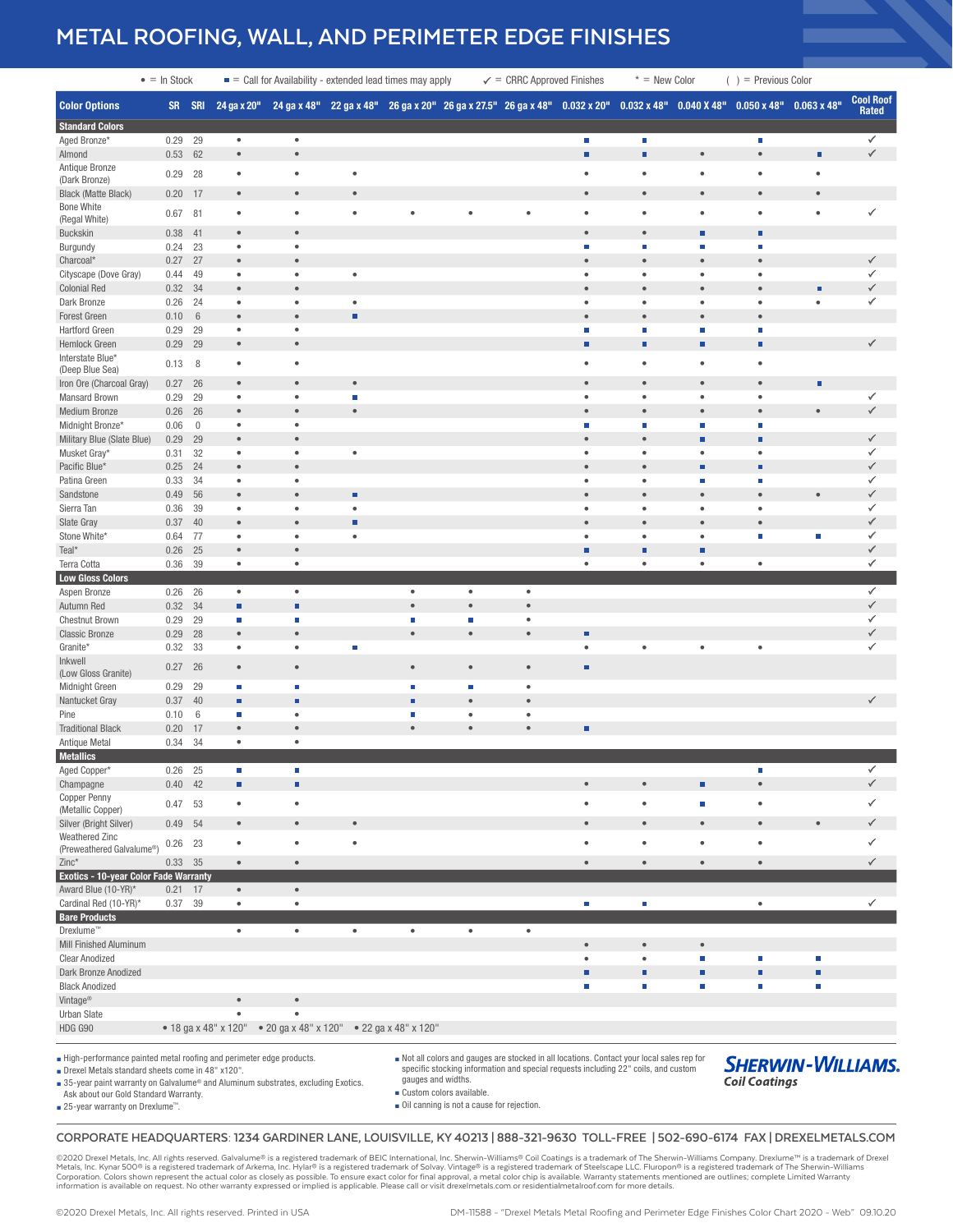# METAL ROOFING, WALL, AND PERIMETER EDGE FINISHES

● = In Stock ■ = Call for Availability - extended lead times may apply ✓ = CRRC Approved Finishes * = New Color ( ) = Previous Color

| Color Options | SR | SRI | 24 ga x 20" | 24 ga x 48" | 22 ga x 48" | 26 ga x 20" | 26 ga x 27.5" | 26 ga x 48" | 0.032 x 20" | 0.032 x 48" | 0.040 X 48" | 0.050 x 48" | 0.063 x 48" | Cool Roof Rated |
|---|---|---|---|---|---|---|---|---|---|---|---|---|---|---|
| **Standard Colors** | | | | | | | | | | | | | | |
| Aged Bronze* | 0.29 | 29 | ● | ● | | | | | ■ | ■ | | ■ | | ✓ |
| Almond | 0.53 | 62 | ● | ● | | | | | ■ | ■ | ● | ● | ■ | ✓ |
| Antique Bronze (Dark Bronze) | 0.29 | 28 | ● | ● | ● | | | | ● | ● | ● | ● | ● | |
| Black (Matte Black) | 0.20 | 17 | ● | ● | ● | | | | ● | ● | ● | ● | ● | |
| Bone White (Regal White) | 0.67 | 81 | ● | ● | ● | ● | ● | ● | ● | ● | ● | ● | ● | ✓ |
| Buckskin | 0.38 | 41 | ● | ● | | | | | ● | ● | ■ | ■ | | |
| Burgundy | 0.24 | 23 | ● | ● | | | | | ■ | ■ | ■ | ■ | | |
| Charcoal* | 0.27 | 27 | ● | ● | | | | | ● | ● | ● | ● | | ✓ |
| Cityscape (Dove Gray) | 0.44 | 49 | ● | ● | ● | | | | ● | ● | ● | ● | | ✓ |
| Colonial Red | 0.32 | 34 | ● | ● | | | | | ● | ● | ● | ● | ■ | ✓ |
| Dark Bronze | 0.26 | 24 | ● | ● | ● | | | | ● | ● | ● | ● | ● | ✓ |
| Forest Green | 0.10 | 6 | ● | ● | ■ | | | | ● | ● | ● | ● | | |
| Hartford Green | 0.29 | 29 | ● | ● | | | | | ■ | ■ | ■ | ■ | | |
| Hemlock Green | 0.29 | 29 | ● | ● | | | | | ■ | ■ | ■ | ■ | | ✓ |
| Interstate Blue* (Deep Blue Sea) | 0.13 | 8 | ● | ● | | | | | ● | ● | ● | ● | | |
| Iron Ore (Charcoal Gray) | 0.27 | 26 | ● | ● | ● | | | | ● | ● | ● | ● | ■ | |
| Mansard Brown | 0.29 | 29 | ● | ● | ■ | | | | ● | ● | ● | ● | | ✓ |
| Medium Bronze | 0.26 | 26 | ● | ● | ● | | | | ● | ● | ● | ● | ● | ✓ |
| Midnight Bronze* | 0.06 | 0 | ● | ● | | | | | ■ | ■ | ■ | ■ | | |
| Military Blue (Slate Blue) | 0.29 | 29 | ● | ● | | | | | ● | ● | ■ | ■ | | ✓ |
| Musket Gray* | 0.31 | 32 | ● | ● | ● | | | | ● | ● | ● | ● | | ✓ |
| Pacific Blue* | 0.25 | 24 | ● | ● | | | | | ● | ● | ■ | ■ | | ✓ |
| Patina Green | 0.33 | 34 | ● | ● | | | | | ● | ● | ■ | ■ | | ✓ |
| Sandstone | 0.49 | 56 | ● | ● | ■ | | | | ● | ● | ● | ● | ● | ✓ |
| Sierra Tan | 0.36 | 39 | ● | ● | ● | | | | ● | ● | ● | ● | | ✓ |
| Slate Gray | 0.37 | 40 | ● | ● | ■ | | | | ● | ● | ● | ● | | ✓ |
| Stone White* | 0.64 | 77 | ● | ● | ● | | | | ● | ● | ● | ■ | ■ | ✓ |
| Teal* | 0.26 | 25 | ● | ● | | | | | ■ | ■ | ■ | | | ✓ |
| Terra Cotta | 0.36 | 39 | ● | ● | | | | | ● | ● | ● | ● | | ✓ |
| **Low Gloss Colors** | | | | | | | | | | | | | | |
| Aspen Bronze | 0.26 | 26 | ● | ● | | ● | ● | ● | | | | | | ✓ |
| Autumn Red | 0.32 | 34 | ■ | ■ | | ● | ● | ● | | | | | | ✓ |
| Chestnut Brown | 0.29 | 29 | ■ | ■ | | ■ | ■ | ● | | | | | | ✓ |
| Classic Bronze | 0.29 | 28 | ● | ● | | ● | ● | ● | ■ | | | | | ✓ |
| Granite* | 0.32 | 33 | ● | ● | ■ | | | | ● | ● | ● | ● | | ✓ |
| Inkwell (Low Gloss Granite) | 0.27 | 26 | ● | ● | | ● | ● | ● | ■ | | | | | |
| Midnight Green | 0.29 | 29 | ■ | ■ | | ■ | ■ | ● | | | | | | |
| Nantucket Gray | 0.37 | 40 | ■ | ■ | | ■ | ● | ● | | | | | | ✓ |
| Pine | 0.10 | 6 | ■ | ● | | ■ | ● | ● | | | | | | |
| Traditional Black | 0.20 | 17 | ● | ● | | ● | ● | ● | ■ | | | | | |
| Antique Metal | 0.34 | 34 | ● | ● | | | | | | | | | | |
| **Metallics** | | | | | | | | | | | | | | |
| Aged Copper* | 0.26 | 25 | ■ | ■ | | | | | | | | ■ | | ✓ |
| Champagne | 0.40 | 42 | ■ | ■ | | | | | ● | ● | ■ | ● | | ✓ |
| Copper Penny (Metallic Copper) | 0.47 | 53 | ● | ● | | | | | ● | ● | ■ | ● | | ✓ |
| Silver (Bright Silver) | 0.49 | 54 | ● | ● | ● | | | | ● | ● | ● | ● | ● | ✓ |
| Weathered Zinc (Preweathered Galvalume®) | 0.26 | 23 | ● | ● | ● | | | | ● | ● | ● | ● | | ✓ |
| Zinc* | 0.33 | 35 | ● | ● | | | | | ● | ● | ● | ● | | ✓ |
| **Exotics - 10-year Color Fade Warranty** | | | | | | | | | | | | | | |
| Award Blue (10-YR)* | 0.21 | 17 | ● | ● | | | | | | | | | | |
| Cardinal Red (10-YR)* | 0.37 | 39 | ● | ● | | | | | ■ | ■ | | ● | | ✓ |
| **Bare Products** | | | | | | | | | | | | | | |
| Drexlume™ | | | ● | ● | ● | ● | ● | ● | | | | | | |
| Mill Finished Aluminum | | | | | | | | | ● | ● | ● | | | |
| Clear Anodized | | | | | | | | | ● | ● | ■ | ■ | ■ | |
| Dark Bronze Anodized | | | | | | | | | ■ | ■ | ■ | ■ | ■ | |
| Black Anodized | | | | | | | | | ■ | ■ | ■ | ■ | ■ | |
| Vintage® | | | ● | ● | | | | | | | | | | |
| Urban Slate | | | ● | ● | | | | | | | | | | |
| HDG G90 | ● 18 ga x 48" x 120" ● 20 ga x 48" x 120" ● 22 ga x 48" x 120" | | | | | | | | | | | | | |

- High-performance painted metal roofing and perimeter edge products.
- Drexel Metals standard sheets come in 48" x120".
- 35-year paint warranty on Galvalume® and Aluminum substrates, excluding Exotics. Ask about our Gold Standard Warranty.
- 25-year warranty on Drexlume™.
- Not all colors and gauges are stocked in all locations. Contact your local sales rep for specific stocking information and special requests including 22" coils, and custom gauges and widths.
- Custom colors available.
- Oil canning is not a cause for rejection.

**SHERWIN-WILLIAMS.** *Coil Coatings*

CORPORATE HEADQUARTERS: 1234 GARDINER LANE, LOUISVILLE, KY 40213 | 888-321-9630 TOLL-FREE | 502-690-6174 FAX | DREXELMETALS.COM

©2020 Drexel Metals, Inc. All rights reserved. Galvalume® is a registered trademark of BEIC International, Inc. Sherwin-Williams® Coil Coatings is a trademark of The Sherwin-Williams Company. Drexlume™ is a trademark of Drexel Metals, Inc. Kynar 500® is a registered trademark of Arkema, Inc. Hylar® is a registered trademark of Solvay. Vintage® is a registered trademark of Steelscape LLC. Fluropon® is a registered trademark of The Sherwin-Williams Corporation. Colors shown represent the actual color as closely as possible. To ensure exact color for final approval, a metal color chip is available. Warranty statements mentioned are outlines; complete Limited Warranty information is available on request. No other warranty expressed or implied is applicable. Please call or visit drexelmetals.com or residentialmetalroof.com for more details.

©2020 Drexel Metals, Inc. All rights reserved. Printed in USA

DM-11588 - "Drexel Metals Metal Roofing and Perimeter Edge Finishes Color Chart 2020 - Web" 09.10.20